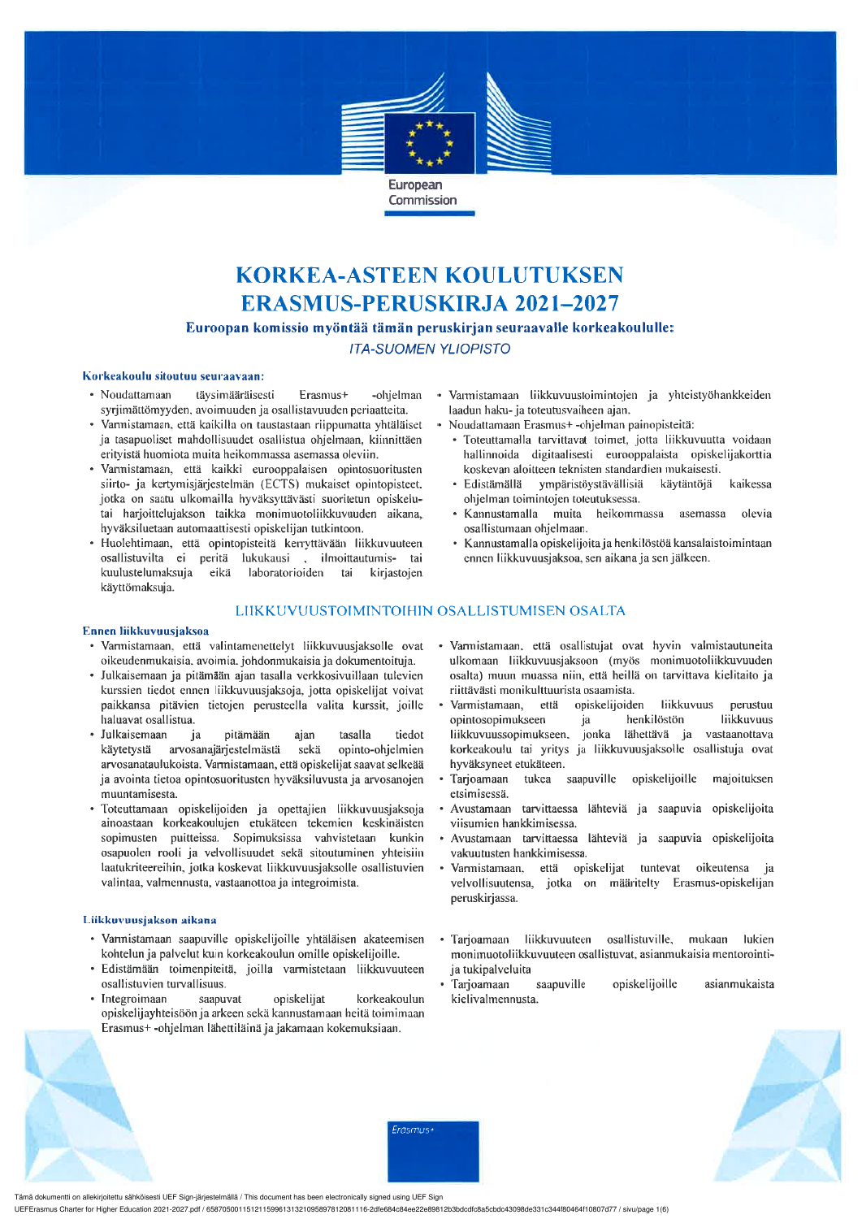European Commission

# KORKEA-ASTEEN KOULUTUKSEN ERASMUS-PERUSKIRJA 2021–2027

### Euroopan komissio myöntää tämän peruskirjan seuraavalle korkeakoululle:

*ITA-SUOMEN YLIOPISTO*

#### Korkeakoulu sitoutuu seuraavaan:

- Noudattamaan täysimääräisesti Erasmus+ -ohjelman syrjimättömyyden, avoimuuden ja osallistavuuden periaatteita.
- Varmistamaan, että kaikilla on taustastaan riippumatta yhtäläiset ja tasapuoliset mahdollisuudet osallistua ohjelmaan, kiinnittäen erityistä huomiota muita heikommassa asemassa oleviin.
- Varmistamaan, että kaikki eurooppalaisen opintosuoritusten siirto- ja kertymisjärjestelmän (ECTS) mukaiset opintopisteet, jotka on saatu ulkomailla hyväksyttävästi suoritetun opiskelu- tai harjoittelujakson taikka monimuotoliikkuvuuden aikana, hyväksiluetaan automaattisesti opiskelijan tutkintoon.
- Huolehtimaan, että opintopisteitä kerryttävään liikkuvuuteen osallistuvilta ei peritä lukukausi , ilmoittautumis- tai kuulustelumaksuja eikä laboratorioiden tai kirjastojen käyttömaksuja.
- Varmistamaan liikkuvuustoimintojen ja yhteistyöhankkeiden laadun haku- ja toteutusvaiheen ajan.
- Noudattamaan Erasmus+ -ohjelman painopisteitä:
  - Toteuttamalla tarvittavat toimet, jotta liikkuvuutta voidaan hallinnoida digitaalisesti eurooppalaista opiskelijakorttia koskevan aloitteen teknisten standardien mukaisesti.
  - Edistämällä ympäristöystävällisiä käytäntöjä kaikessa ohjelman toimintojen toteutuksessa.
  - Kannustamalla muita heikommassa asemassa olevia osallistumaan ohjelmaan.
  - Kannustamalla opiskelijoita ja henkilöstöä kansalaistoimintaan ennen liikkuvuusjaksoa, sen aikana ja sen jälkeen.

## LIIKKUVUUSTOIMINTOIHIN OSALLISTUMISEN OSALTA

#### Ennen liikkuvuusjaksoa

- Varmistamaan, että valintamenettelyt liikkuvuusjaksolle ovat oikeudenmukaisia, avoimia, johdonmukaisia ja dokumentoituja.
- Julkaisemaan ja pitämään ajan tasalla verkkosivuillaan tulevien kurssien tiedot ennen liikkuvuusjaksoja, jotta opiskelijat voivat paikkansa pitävien tietojen perusteella valita kurssit, joille haluavat osallistua.
- Julkaisemaan ja pitämään ajan tasalla tiedot käytetystä arvosanajärjestelmästä sekä opinto-ohjelmien arvosanataulukoista. Varmistamaan, että opiskelijat saavat selkeää ja avointa tietoa opintosuoritusten hyväksiluvusta ja arvosanojen muuntamisesta.
- Toteuttamaan opiskelijoiden ja opettajien liikkuvuusjaksoja ainoastaan korkeakoulujen etukäteen tekemien keskinäisten sopimusten puitteissa. Sopimuksissa vahvistetaan kunkin osapuolen rooli ja velvollisuudet sekä sitoutuminen yhteisiin laatukriteereihin, jotka koskevat liikkuvuusjaksolle osallistuvien valintaa, valmennusta, vastaanottoa ja integroimista.
- Varmistamaan, että osallistujat ovat hyvin valmistautuneita ulkomaan liikkuvuusjaksoon (myös monimuotoliikkuvuuden osalta) muun muassa niin, että heillä on tarvittava kielitaito ja riittävästi monikulttuurista osaamista.
- Varmistamaan, että opiskelijoiden liikkuvuus perustuu opintosopimukseen ja henkilöstön liikkuvuus liikkuvuussopimukseen, jonka lähettävä ja vastaanottava korkeakoulu tai yritys ja liikkuvuusjaksolle osallistuja ovat hyväksyneet etukäteen.
- Tarjoamaan tukea saapuville opiskelijoille majoituksen etsimisessä.
- Avustamaan tarvittaessa lähteviä ja saapuvia opiskelijoita viisumien hankkimisessa.
- Avustamaan tarvittaessa lähteviä ja saapuvia opiskelijoita vakuutusten hankkimisessa.
- Varmistamaan, että opiskelijat tuntevat oikeutensa ja velvollisuutensa, jotka on määritelty Erasmus-opiskelijan peruskirjassa.

#### Liikkuvuusjakson aikana

- Varmistamaan saapuville opiskelijoille yhtäläisen akateemisen kohtelun ja palvelut kuin korkeakoulun omille opiskelijoille.
- Edistämään toimenpiteitä, joilla varmistetaan liikkuvuuteen osallistuvien turvallisuus.
- Integroimaan saapuvat opiskelijat korkeakoulun opiskelijayhteisöön ja arkeen sekä kannustamaan heitä toimimaan Erasmus+ -ohjelman lähettiläinä ja jakamaan kokemuksiaan.
- Tarjoamaan liikkuvuuteen osallistuville, mukaan lukien monimuotoliikkuvuuteen osallistuvat, asianmukaisia mentorointi- ja tukipalveluita.
- Tarjoamaan saapuville opiskelijoille asianmukaista kielivalmennusta.

Erasmus+

Tämä dokumentti on allekirjoitettu sähköisesti UEF Sign-järjestelmällä / This document has been electronically signed using UEF Sign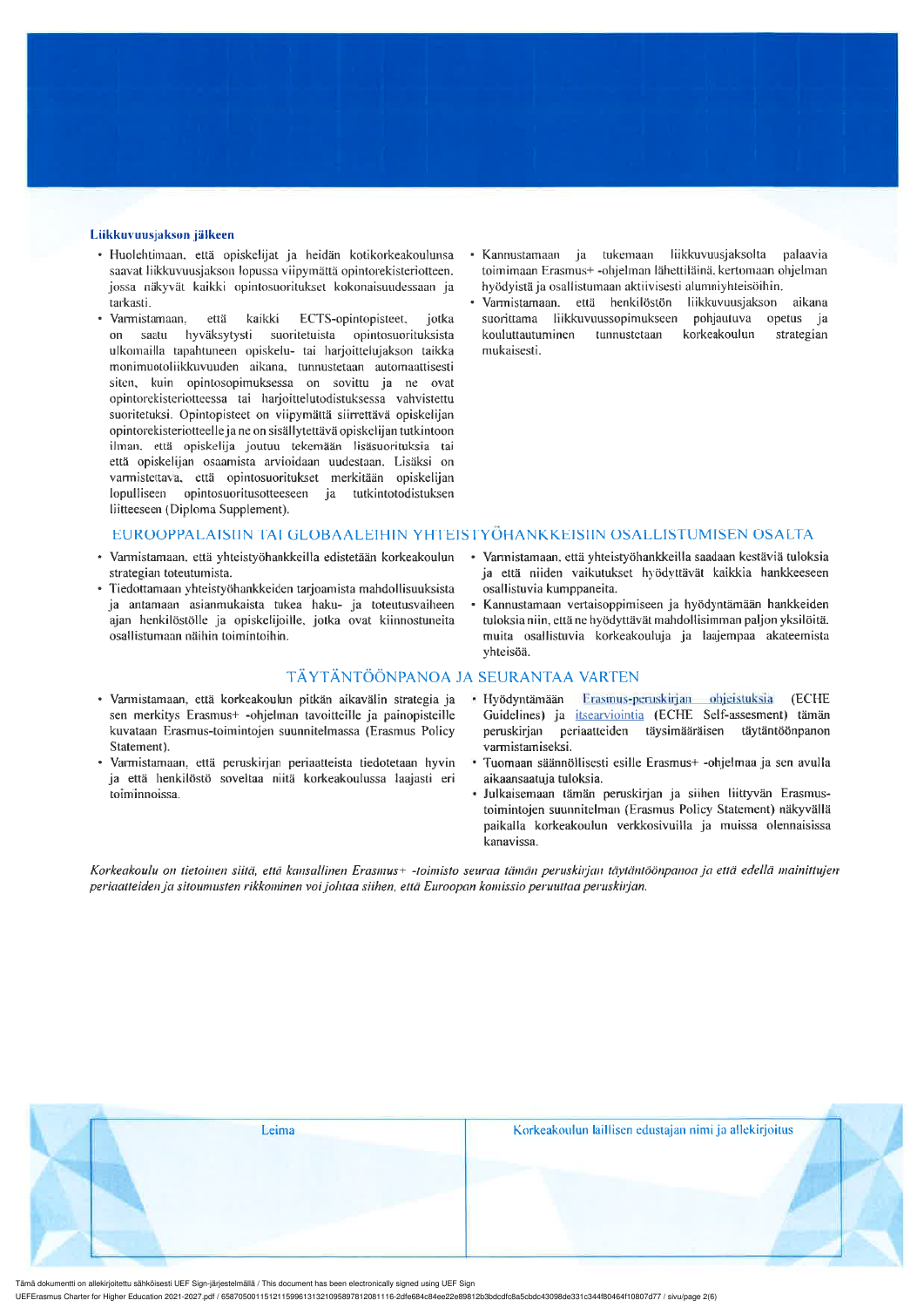### Liikkuvuusjakson jälkeen

- Huolehtimaan, että opiskelijat ja heidän kotikorkeakoulunsa saavat liikkuvuusjakson lopussa viipymättä opintorekisteriotteen, jossa näkyvät kaikki opintosuoritukset kokonaisuudessaan ja tarkasti.
- Varmistamaan, että kaikki ECTS-opintopisteet, jotka on saatu hyväksytysti suoritetuista opintosuorituksista ulkomailla tapahtuneen opiskelu- tai harjoittelujakson taikka monimuotoliikkuvuuden aikana, tunnustetaan automaattisesti siten, kuin opintosopimuksessa on sovittu ja ne ovat opintorekisteriotteessa tai harjoittelutodistuksessa vahvistettu suoritetuksi. Opintopisteet on viipymättä siirrettävä opiskelijan opintorekisteriotteelle ja ne on sisällytettävä opiskelijan tutkintoon ilman, että opiskelija joutuu tekemään lisäsuorituksia tai että opiskelijan osaamista arvioidaan uudestaan. Lisäksi on varmistettava, että opintosuoritukset merkitään opiskelijan lopulliseen opintosuoritusotteeseen ja tutkintotodistuksen liitteeseen (Diploma Supplement).
- Kannustamaan ja tukemaan liikkuvuusjaksolta palaavia toimimaan Erasmus+ -ohjelman lähettiläinä, kertomaan ohjelman hyödyistä ja osallistumaan aktiivisesti alumniyhteisöihin.
- Varmistamaan, että henkilöstön liikkuvuusjakson aikana suorittama liikkuvuussopimukseen pohjautuva opetus ja kouluttautuminen tunnustetaan korkeakoulun strategian mukaisesti.

## EUROOPPALAISIIN TAI GLOBAALEIHIN YHTEISTYÖHANKKEISIIN OSALLISTUMISEN OSALTA

- Varmistamaan, että yhteistyöhankkeilla edistetään korkeakoulun strategian toteutumista.
- Tiedottamaan yhteistyöhankkeiden tarjoamista mahdollisuuksista ja antamaan asianmukaista tukea haku- ja toteutusvaiheen ajan henkilöstölle ja opiskelijoille, jotka ovat kiinnostuneita osallistumaan näihin toimintoihin.
- Varmistamaan, että yhteistyöhankkeilla saadaan kestäviä tuloksia ja että niiden vaikutukset hyödyttävät kaikkia hankkeeseen osallistuvia kumppaneita.
- Kannustamaan vertaisoppimiseen ja hyödyntämään hankkeiden tuloksia niin, että ne hyödyttävät mahdollisimman paljon yksilöitä, muita osallistuvia korkeakouluja ja laajempaa akateemista yhteisöä.

## TÄYTÄNTÖÖNPANOA JA SEURANTAA VARTEN

- Varmistamaan, että korkeakoulun pitkän aikavälin strategia ja sen merkitys Erasmus+ -ohjelman tavoitteille ja painopisteille kuvataan Erasmus-toimintojen suunnitelmassa (Erasmus Policy Statement).
- Varmistamaan, että peruskirjan periaatteista tiedotetaan hyvin ja että henkilöstö soveltaa niitä korkeakoulussa laajasti eri toiminnoissa.
- Hyödyntämään Erasmus-peruskirjan ohjeistuksia (ECHE Guidelines) ja itsearviointia (ECHE Self-assesment) tämän peruskirjan periaatteiden täysimääräisen täytäntöönpanon varmistamiseksi.
- Tuomaan säännöllisesti esille Erasmus+ -ohjelmaa ja sen avulla aikaansaatuja tuloksia.
- Julkaisemaan tämän peruskirjan ja siihen liittyvän Erasmus-toimintojen suunnitelman (Erasmus Policy Statement) näkyvällä paikalla korkeakoulun verkkosivuilla ja muissa olennaisissa kanavissa.

*Korkeakoulu on tietoinen siitä, että kansallinen Erasmus+ -toimisto seuraa tämän peruskirjan täytäntöönpanoa ja että edellä mainittujen periaatteiden ja sitoumusten rikkominen voi johtaa siihen, että Euroopan komissio peruuttaa peruskirjan.*

| Leima | Korkeakoulun laillisen edustajan nimi ja allekirjoitus |
|---|---|
| | |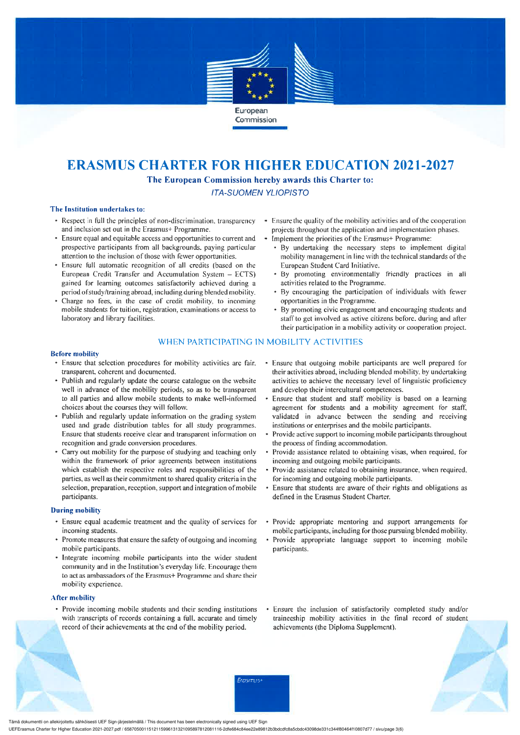European Commission

# ERASMUS CHARTER FOR HIGHER EDUCATION 2021-2027

**The European Commission hereby awards this Charter to:**

*ITA-SUOMEN YLIOPISTO*

**The Institution undertakes to:**

- Respect in full the principles of non-discrimination, transparency and inclusion set out in the Erasmus+ Programme.
- Ensure equal and equitable access and opportunities to current and prospective participants from all backgrounds, paying particular attention to the inclusion of those with fewer opportunities.
- Ensure full automatic recognition of all credits (based on the European Credit Transfer and Accumulation System – ECTS) gained for learning outcomes satisfactorily achieved during a period of study/training abroad, including during blended mobility.
- Charge no fees, in the case of credit mobility, to incoming mobile students for tuition, registration, examinations or access to laboratory and library facilities.
- Ensure the quality of the mobility activities and of the cooperation projects throughout the application and implementation phases.
- Implement the priorities of the Erasmus+ Programme:
  - By undertaking the necessary steps to implement digital mobility management in line with the technical standards of the European Student Card Initiative.
  - By promoting environmentally friendly practices in all activities related to the Programme.
  - By encouraging the participation of individuals with fewer opportunities in the Programme.
  - By promoting civic engagement and encouraging students and staff to get involved as active citizens before, during and after their participation in a mobility activity or cooperation project.

## WHEN PARTICIPATING IN MOBILITY ACTIVITIES

### Before mobility

- Ensure that selection procedures for mobility activities are fair, transparent, coherent and documented.
- Publish and regularly update the course catalogue on the website well in advance of the mobility periods, so as to be transparent to all parties and allow mobile students to make well-informed choices about the courses they will follow.
- Publish and regularly update information on the grading system used and grade distribution tables for all study programmes. Ensure that students receive clear and transparent information on recognition and grade conversion procedures.
- Carry out mobility for the purpose of studying and teaching only within the framework of prior agreements between institutions which establish the respective roles and responsibilities of the parties, as well as their commitment to shared quality criteria in the selection, preparation, reception, support and integration of mobile participants.
- Ensure that outgoing mobile participants are well prepared for their activities abroad, including blended mobility, by undertaking activities to achieve the necessary level of linguistic proficiency and develop their intercultural competences.
- Ensure that student and staff mobility is based on a learning agreement for students and a mobility agreement for staff, validated in advance between the sending and receiving institutions or enterprises and the mobile participants.
- Provide active support to incoming mobile participants throughout the process of finding accommodation.
- Provide assistance related to obtaining visas, when required, for incoming and outgoing mobile participants.
- Provide assistance related to obtaining insurance, when required, for incoming and outgoing mobile participants.
- Ensure that students are aware of their rights and obligations as defined in the Erasmus Student Charter.

### During mobility

- Ensure equal academic treatment and the quality of services for incoming students.
- Promote measures that ensure the safety of outgoing and incoming mobile participants.
- Integrate incoming mobile participants into the wider student community and in the Institution's everyday life. Encourage them to act as ambassadors of the Erasmus+ Programme and share their mobility experience.
- Provide appropriate mentoring and support arrangements for mobile participants, including for those pursuing blended mobility.
- Provide appropriate language support to incoming mobile participants.

### After mobility

- Provide incoming mobile students and their sending institutions with transcripts of records containing a full, accurate and timely record of their achievements at the end of the mobility period.
- Ensure the inclusion of satisfactorily completed study and/or traineeship mobility activities in the final record of student achievements (the Diploma Supplement).

Erasmus+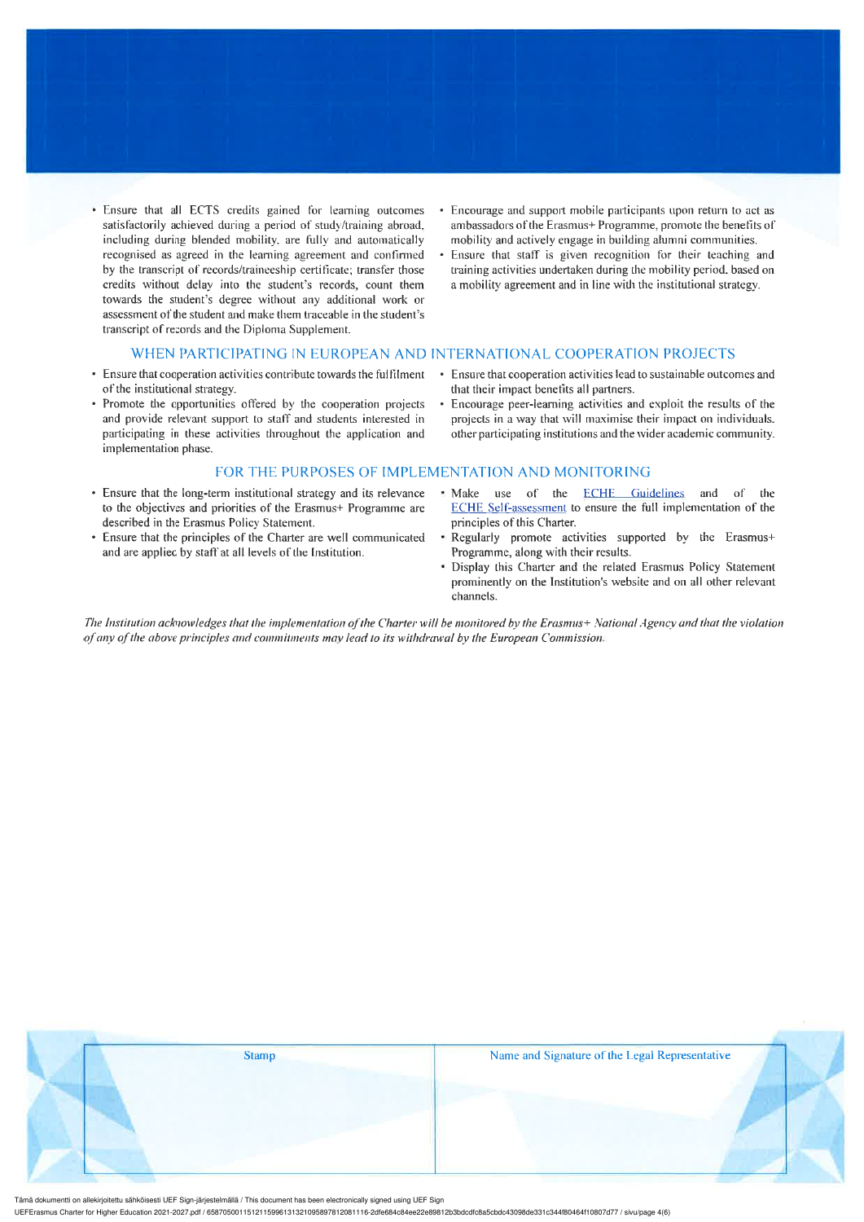- Ensure that all ECTS credits gained for learning outcomes satisfactorily achieved during a period of study/training abroad, including during blended mobility, are fully and automatically recognised as agreed in the learning agreement and confirmed by the transcript of records/traineeship certificate; transfer those credits without delay into the student's records, count them towards the student's degree without any additional work or assessment of the student and make them traceable in the student's transcript of records and the Diploma Supplement.
- Encourage and support mobile participants upon return to act as ambassadors of the Erasmus+ Programme, promote the benefits of mobility and actively engage in building alumni communities.
- Ensure that staff is given recognition for their teaching and training activities undertaken during the mobility period, based on a mobility agreement and in line with the institutional strategy.

## WHEN PARTICIPATING IN EUROPEAN AND INTERNATIONAL COOPERATION PROJECTS

- Ensure that cooperation activities contribute towards the fulfilment of the institutional strategy.
- Promote the opportunities offered by the cooperation projects and provide relevant support to staff and students interested in participating in these activities throughout the application and implementation phase.
- Ensure that cooperation activities lead to sustainable outcomes and that their impact benefits all partners.
- Encourage peer-learning activities and exploit the results of the projects in a way that will maximise their impact on individuals, other participating institutions and the wider academic community.

## FOR THE PURPOSES OF IMPLEMENTATION AND MONITORING

- Ensure that the long-term institutional strategy and its relevance to the objectives and priorities of the Erasmus+ Programme are described in the Erasmus Policy Statement.
- Ensure that the principles of the Charter are well communicated and are applied by staff at all levels of the Institution.
- Make use of the ECHE Guidelines and of the ECHE Self-assessment to ensure the full implementation of the principles of this Charter.
- Regularly promote activities supported by the Erasmus+ Programme, along with their results.
- Display this Charter and the related Erasmus Policy Statement prominently on the Institution's website and on all other relevant channels.

*The Institution acknowledges that the implementation of the Charter will be monitored by the Erasmus+ National Agency and that the violation of any of the above principles and commitments may lead to its withdrawal by the European Commission.*

| Stamp | Name and Signature of the Legal Representative |
| --- | --- |
| | |

Tämä dokumentti on allekirjoitettu sähköisesti UEF Sign-järjestelmällä / This document has been electronically signed using UEF Sign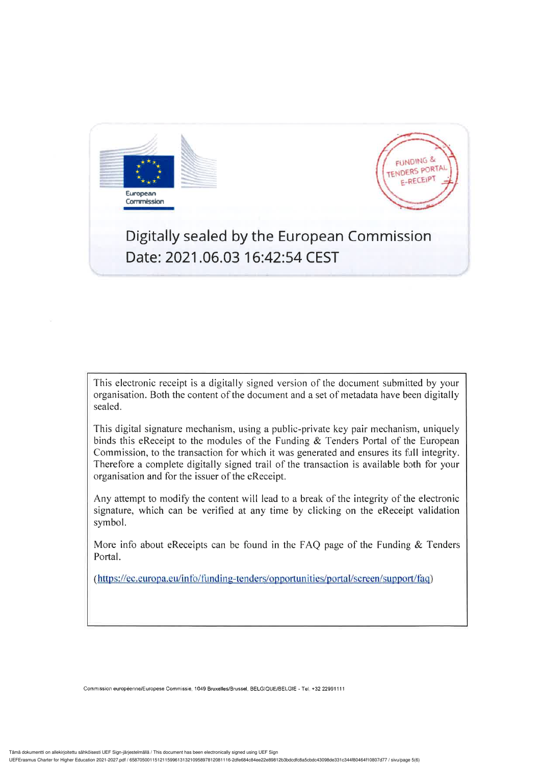European Commission

FUNDING & TENDERS PORTAL E-RECEIPT

Digitally sealed by the European Commission
Date: 2021.06.03 16:42:54 CEST

This electronic receipt is a digitally signed version of the document submitted by your organisation. Both the content of the document and a set of metadata have been digitally sealed.

This digital signature mechanism, using a public-private key pair mechanism, uniquely binds this eReceipt to the modules of the Funding & Tenders Portal of the European Commission, to the transaction for which it was generated and ensures its full integrity. Therefore a complete digitally signed trail of the transaction is available both for your organisation and for the issuer of the eReceipt.

Any attempt to modify the content will lead to a break of the integrity of the electronic signature, which can be verified at any time by clicking on the eReceipt validation symbol.

More info about eReceipts can be found in the FAQ page of the Funding & Tenders Portal.

(https://ec.europa.eu/info/funding-tenders/opportunities/portal/screen/support/faq)

Commission européenne/Europese Commissie, 1049 Bruxelles/Brussel, BELGIQUE/BELGIË - Tel. +32 22991111

Tämä dokumentti on allekirjoitettu sähköisesti UEF Sign-järjestelmällä / This document has been electronically signed using UEF Sign
UEFErasmus Charter for Higher Education 2021-2027.pdf / 65870500115121159961313210958978120811 16-2dfe684c84ee22e89812b3bdcdfc8a5cbdc43098de331c344f80464f10807d77 / sivu/page 5(6)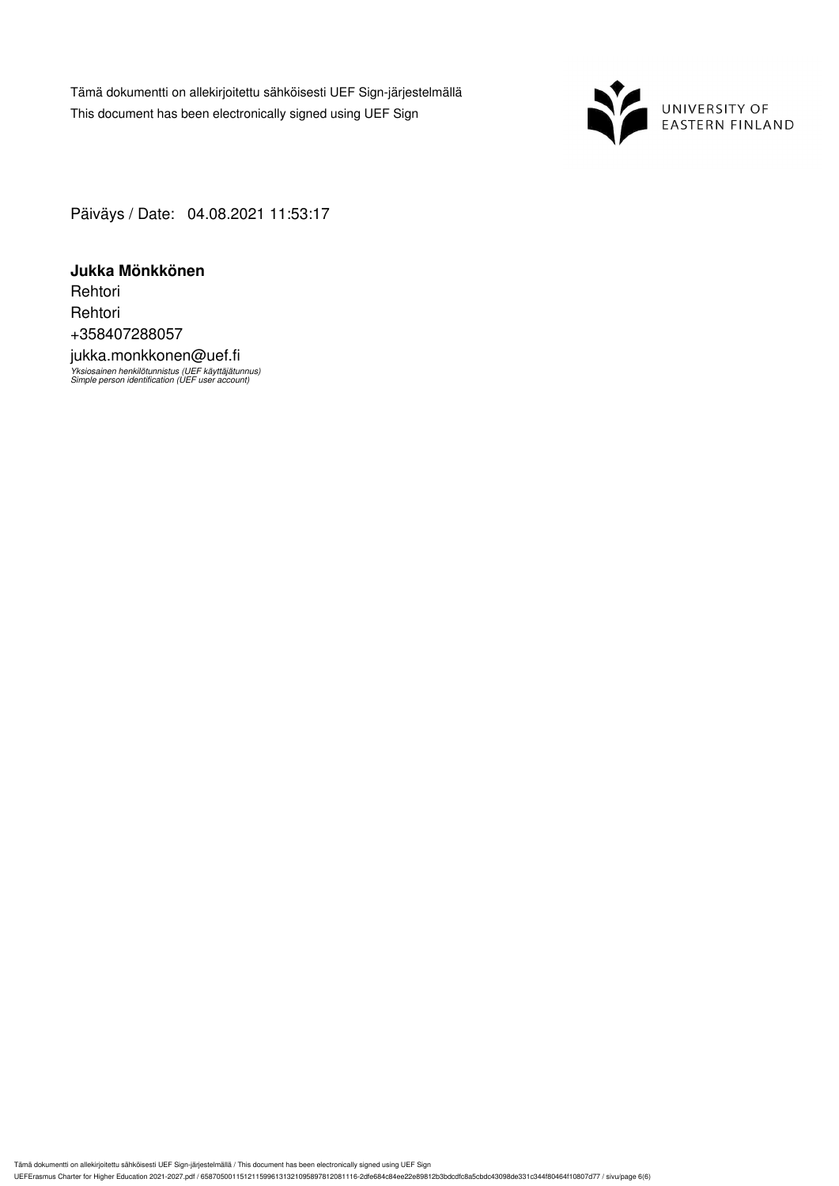Tämä dokumentti on allekirjoitettu sähköisesti UEF Sign-järjestelmällä
This document has been electronically signed using UEF Sign

UNIVERSITY OF EASTERN FINLAND

Päiväys / Date: 04.08.2021 11:53:17

**Jukka Mönkkönen**
Rehtori
Rehtori
+358407288057
jukka.monkkonen@uef.fi
*Yksiosainen henkilötunnistus (UEF käyttäjätunnus)*
*Simple person identification (UEF user account)*

Tämä dokumentti on allekirjoitettu sähköisesti UEF Sign-järjestelmällä / This document has been electronically signed using UEF Sign
UEFErasmus Charter for Higher Education 2021-2027.pdf / 658705001151211599613132109589781208116-2dfe684c84ee22e89812b3bdcdfc8a5cbdc43098de331c344f80464f10807d77